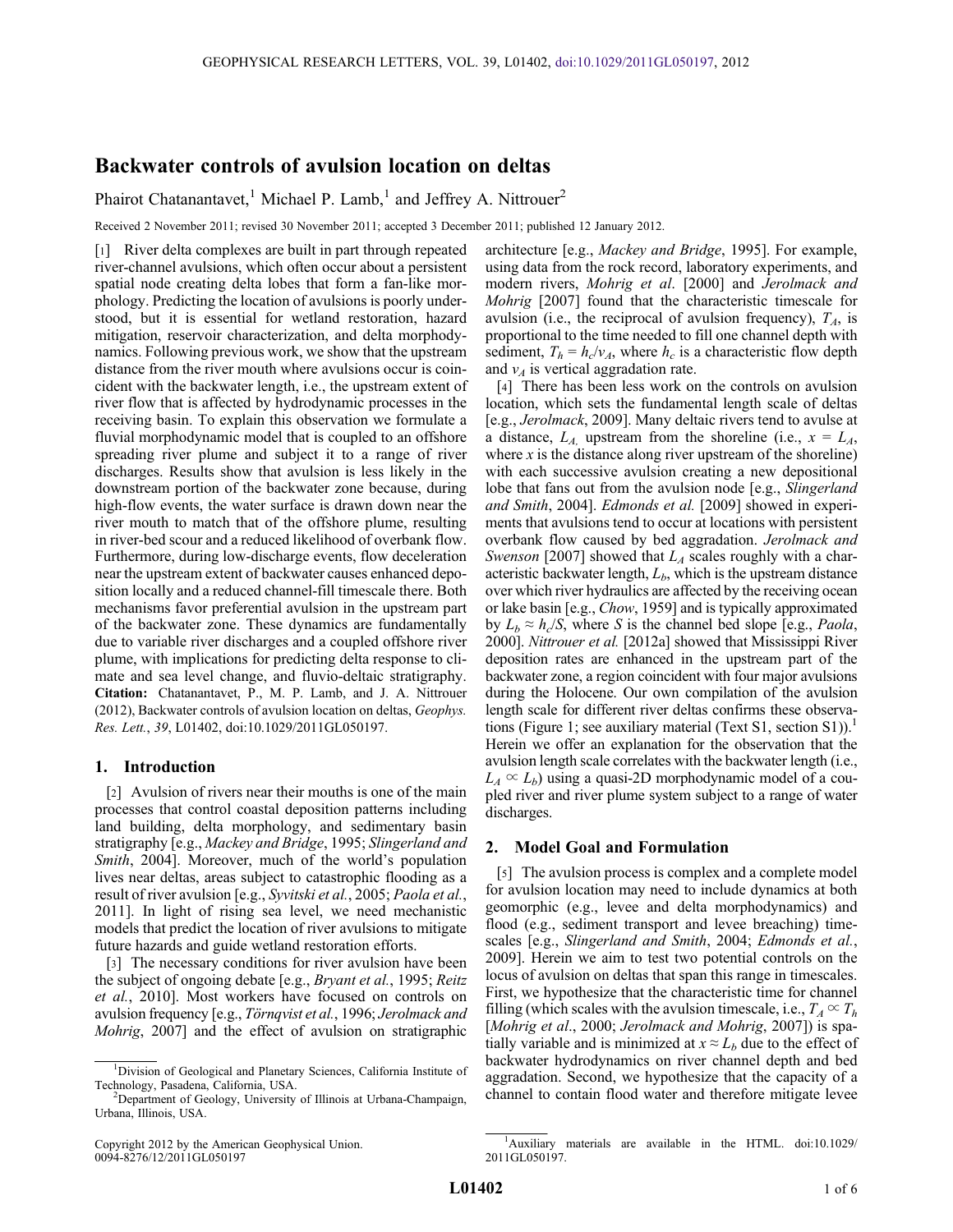# Backwater controls of avulsion location on deltas

Phairot Chatanantavet,[1] Michael P. Lamb,[1] and Jeffrey A. Nittrouer[2]

Received 2 November 2011; revised 30 November 2011; accepted 3 December 2011; published 12 January 2012.

[1] River delta complexes are built in part through repeated river-channel avulsions, which often occur about a persistent spatial node creating delta lobes that form a fan-like morphology. Predicting the location of avulsions is poorly understood, but it is essential for wetland restoration, hazard mitigation, reservoir characterization, and delta morphodynamics. Following previous work, we show that the upstream distance from the river mouth where avulsions occur is coincident with the backwater length, i.e., the upstream extent of river flow that is affected by hydrodynamic processes in the receiving basin. To explain this observation we formulate a fluvial morphodynamic model that is coupled to an offshore spreading river plume and subject it to a range of river discharges. Results show that avulsion is less likely in the downstream portion of the backwater zone because, during high-flow events, the water surface is drawn down near the river mouth to match that of the offshore plume, resulting in river-bed scour and a reduced likelihood of overbank flow. Furthermore, during low-discharge events, flow deceleration near the upstream extent of backwater causes enhanced deposition locally and a reduced channel-fill timescale there. Both mechanisms favor preferential avulsion in the upstream part of the backwater zone. These dynamics are fundamentally due to variable river discharges and a coupled offshore river plume, with implications for predicting delta response to climate and sea level change, and fluvio-deltaic stratigraphy. **Citation:** Chatanantavet, P., M. P. Lamb, and J. A. Nittrouer (2012), Backwater controls of avulsion location on deltas, *Geophys. Res. Lett.*, *39*, L01402, doi:10.1029/2011GL050197.

## 1. Introduction

[2] Avulsion of rivers near their mouths is one of the main processes that control coastal deposition patterns including land building, delta morphology, and sedimentary basin stratigraphy [e.g., *Mackey and Bridge*, 1995; *Slingerland and Smith*, 2004]. Moreover, much of the world's population lives near deltas, areas subject to catastrophic flooding as a result of river avulsion [e.g., *Syvitski et al.*, 2005; *Paola et al.*, 2011]. In light of rising sea level, we need mechanistic models that predict the location of river avulsions to mitigate future hazards and guide wetland restoration efforts.

[3] The necessary conditions for river avulsion have been the subject of ongoing debate [e.g., *Bryant et al.*, 1995; *Reitz et al.*, 2010]. Most workers have focused on controls on avulsion frequency [e.g., *Törnqvist et al.*, 1996; *Jerolmack and Mohrig*, 2007] and the effect of avulsion on stratigraphic architecture [e.g., *Mackey and Bridge*, 1995]. For example, using data from the rock record, laboratory experiments, and modern rivers, *Mohrig et al.* [2000] and *Jerolmack and Mohrig* [2007] found that the characteristic timescale for avulsion (i.e., the reciprocal of avulsion frequency), $T_A$, is proportional to the time needed to fill one channel depth with sediment, $T_h = h_c/v_A$, where $h_c$ is a characteristic flow depth and $v_A$ is vertical aggradation rate.

[4] There has been less work on the controls on avulsion location, which sets the fundamental length scale of deltas [e.g., *Jerolmack*, 2009]. Many deltaic rivers tend to avulse at a distance, $L_A$, upstream from the shoreline (i.e., $x = L_A$, where $x$ is the distance along river upstream of the shoreline) with each successive avulsion creating a new depositional lobe that fans out from the avulsion node [e.g., *Slingerland and Smith*, 2004]. *Edmonds et al.* [2009] showed in experiments that avulsions tend to occur at locations with persistent overbank flow caused by bed aggradation. *Jerolmack and Swenson* [2007] showed that $L_A$ scales roughly with a characteristic backwater length, $L_b$, which is the upstream distance over which river hydraulics are affected by the receiving ocean or lake basin [e.g., *Chow*, 1959] and is typically approximated by $L_b \approx h_c/S$, where $S$ is the channel bed slope [e.g., *Paola*, 2000]. *Nittrouer et al.* [2012a] showed that Mississippi River deposition rates are enhanced in the upstream part of the backwater zone, a region coincident with four major avulsions during the Holocene. Our own compilation of the avulsion length scale for different river deltas confirms these observations (Figure 1; see auxiliary material (Text S1, section S1)).[1] Herein we offer an explanation for the observation that the avulsion length scale correlates with the backwater length (i.e., $L_A \propto L_b$) using a quasi-2D morphodynamic model of a coupled river and river plume system subject to a range of water discharges.

## 2. Model Goal and Formulation

[5] The avulsion process is complex and a complete model for avulsion location may need to include dynamics at both geomorphic (e.g., levee and delta morphodynamics) and flood (e.g., sediment transport and levee breaching) timescales [e.g., *Slingerland and Smith*, 2004; *Edmonds et al.*, 2009]. Herein we aim to test two potential controls on the locus of avulsion on deltas that span this range in timescales. First, we hypothesize that the characteristic time for channel filling (which scales with the avulsion timescale, i.e., $T_A \propto T_h$ [*Mohrig et al.*, 2000; *Jerolmack and Mohrig*, 2007]) is spatially variable and is minimized at $x \approx L_b$ due to the effect of backwater hydrodynamics on river channel depth and bed aggradation. Second, we hypothesize that the capacity of a channel to contain flood water and therefore mitigate levee

[1] Division of Geological and Planetary Sciences, California Institute of Technology, Pasadena, California, USA.
[2] Department of Geology, University of Illinois at Urbana-Champaign, Urbana, Illinois, USA.

Copyright 2012 by the American Geophysical Union.
0094-8276/12/2011GL050197

[1] Auxiliary materials are available in the HTML. doi:10.1029/2011GL050197.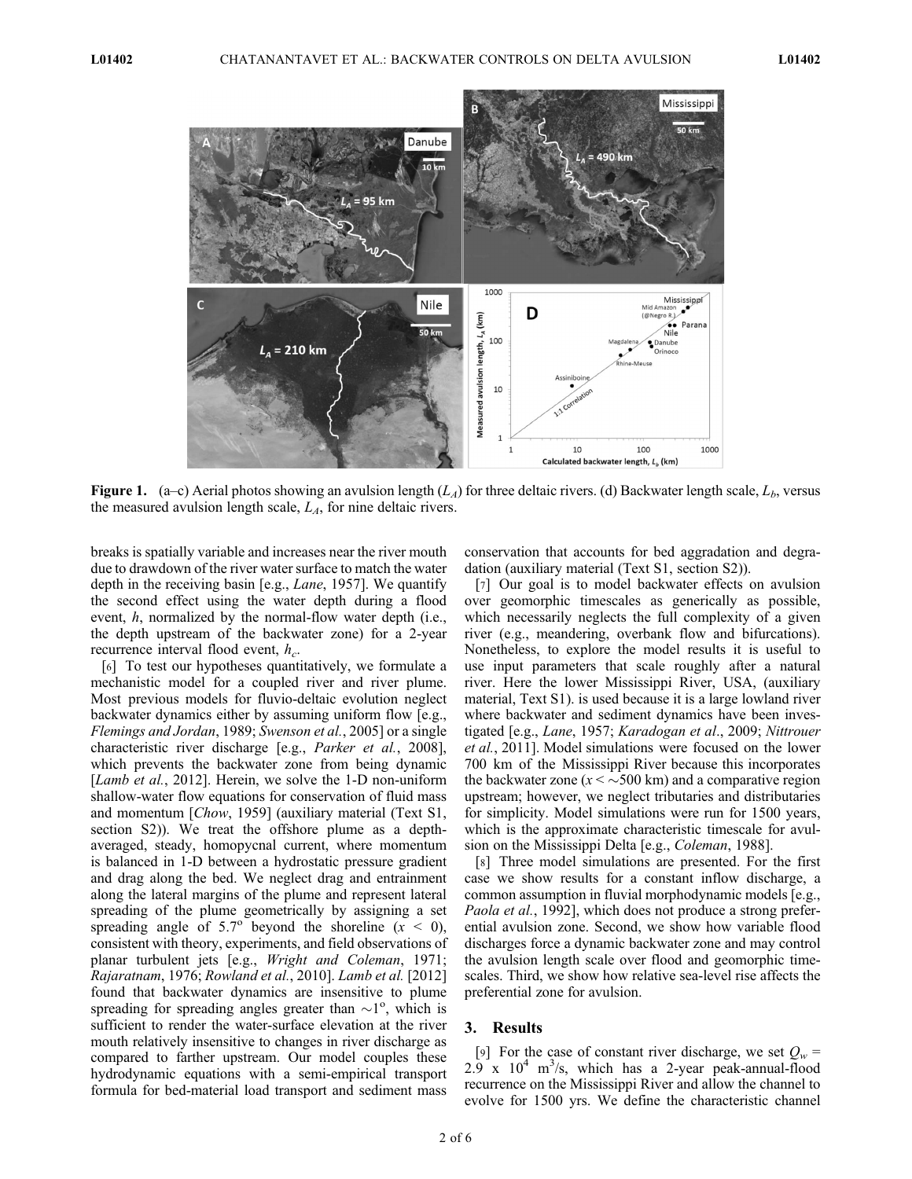**Figure 1.** (a–c) Aerial photos showing an avulsion length ($L_A$) for three deltaic rivers. (d) Backwater length scale, $L_b$, versus the measured avulsion length scale, $L_A$, for nine deltaic rivers.

breaks is spatially variable and increases near the river mouth due to drawdown of the river water surface to match the water depth in the receiving basin [e.g., *Lane*, 1957]. We quantify the second effect using the water depth during a flood event, $h$, normalized by the normal-flow water depth (i.e., the depth upstream of the backwater zone) for a 2-year recurrence interval flood event, $h_c$.

[6] To test our hypotheses quantitatively, we formulate a mechanistic model for a coupled river and river plume. Most previous models for fluvio-deltaic evolution neglect backwater dynamics either by assuming uniform flow [e.g., *Flemings and Jordan*, 1989; *Swenson et al.*, 2005] or a single characteristic river discharge [e.g., *Parker et al.*, 2008], which prevents the backwater zone from being dynamic [*Lamb et al.*, 2012]. Herein, we solve the 1-D non-uniform shallow-water flow equations for conservation of fluid mass and momentum [*Chow*, 1959] (auxiliary material (Text S1, section S2)). We treat the offshore plume as a depth-averaged, steady, homopycnal current, where momentum is balanced in 1-D between a hydrostatic pressure gradient and drag along the bed. We neglect drag and entrainment along the lateral margins of the plume and represent lateral spreading of the plume geometrically by assigning a set spreading angle of $5.7^{o}$ beyond the shoreline ($x < 0$), consistent with theory, experiments, and field observations of planar turbulent jets [e.g., *Wright and Coleman*, 1971; *Rajaratnam*, 1976; *Rowland et al.*, 2010]. *Lamb et al.* [2012] found that backwater dynamics are insensitive to plume spreading for spreading angles greater than $\sim 1^{o}$, which is sufficient to render the water-surface elevation at the river mouth relatively insensitive to changes in river discharge as compared to farther upstream. Our model couples these hydrodynamic equations with a semi-empirical transport formula for bed-material load transport and sediment mass conservation that accounts for bed aggradation and degradation (auxiliary material (Text S1, section S2)).

[7] Our goal is to model backwater effects on avulsion over geomorphic timescales as generically as possible, which necessarily neglects the full complexity of a given river (e.g., meandering, overbank flow and bifurcations). Nonetheless, to explore the model results it is useful to use input parameters that scale roughly after a natural river. Here the lower Mississippi River, USA, (auxiliary material, Text S1). is used because it is a large lowland river where backwater and sediment dynamics have been investigated [e.g., *Lane*, 1957; *Karadogan et al*., 2009; *Nittrouer et al.*, 2011]. Model simulations were focused on the lower 700 km of the Mississippi River because this incorporates the backwater zone ($x < \sim 500$ km) and a comparative region upstream; however, we neglect tributaries and distributaries for simplicity. Model simulations were run for 1500 years, which is the approximate characteristic timescale for avulsion on the Mississippi Delta [e.g., *Coleman*, 1988].

[8] Three model simulations are presented. For the first case we show results for a constant inflow discharge, a common assumption in fluvial morphodynamic models [e.g., *Paola et al.*, 1992], which does not produce a strong preferential avulsion zone. Second, we show how variable flood discharges force a dynamic backwater zone and may control the avulsion length scale over flood and geomorphic timescales. Third, we show how relative sea-level rise affects the preferential zone for avulsion.

## 3. Results

[9] For the case of constant river discharge, we set $Q_w = 2.9 \times 10^4$ $m^3/s$, which has a 2-year peak-annual-flood recurrence on the Mississippi River and allow the channel to evolve for 1500 yrs. We define the characteristic channel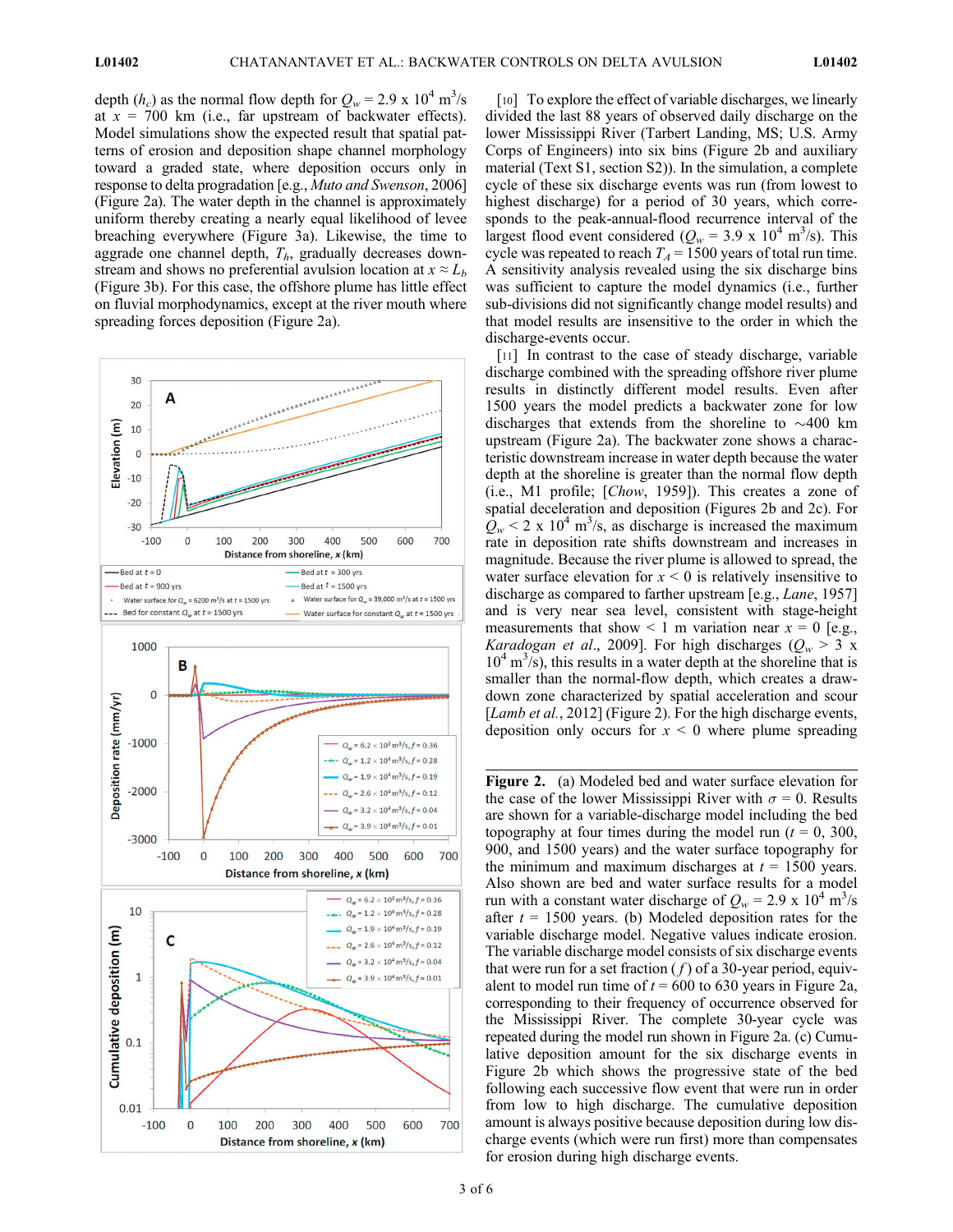depth ($h_c$) as the normal flow depth for $Q_w = 2.9 \times 10^4$ m$^3$/s at $x$ = 700 km (i.e., far upstream of backwater effects). Model simulations show the expected result that spatial patterns of erosion and deposition shape channel morphology toward a graded state, where deposition occurs only in response to delta progradation [e.g., *Muto and Swenson*, 2006] (Figure 2a). The water depth in the channel is approximately uniform thereby creating a nearly equal likelihood of levee breaching everywhere (Figure 3a). Likewise, the time to aggrade one channel depth, $T_h$, gradually decreases downstream and shows no preferential avulsion location at $x \approx L_b$ (Figure 3b). For this case, the offshore plume has little effect on fluvial morphodynamics, except at the river mouth where spreading forces deposition (Figure 2a).

[10] To explore the effect of variable discharges, we linearly divided the last 88 years of observed daily discharge on the lower Mississippi River (Tarbert Landing, MS; U.S. Army Corps of Engineers) into six bins (Figure 2b and auxiliary material (Text S1, section S2)). In the simulation, a complete cycle of these six discharge events was run (from lowest to highest discharge) for a period of 30 years, which corresponds to the peak-annual-flood recurrence interval of the largest flood event considered ($Q_w = 3.9 \times 10^4$ m$^3$/s). This cycle was repeated to reach $T_A$ = 1500 years of total run time. A sensitivity analysis revealed using the six discharge bins was sufficient to capture the model dynamics (i.e., further sub-divisions did not significantly change model results) and that model results are insensitive to the order in which the discharge-events occur.

[11] In contrast to the case of steady discharge, variable discharge combined with the spreading offshore river plume results in distinctly different model results. Even after 1500 years the model predicts a backwater zone for low discharges that extends from the shoreline to ~400 km upstream (Figure 2a). The backwater zone shows a characteristic downstream increase in water depth because the water depth at the shoreline is greater than the normal flow depth (i.e., M1 profile; [*Chow*, 1959]). This creates a zone of spatial deceleration and deposition (Figures 2b and 2c). For $Q_w < 2 \times 10^4$ m$^3$/s, as discharge is increased the maximum rate in deposition rate shifts downstream and increases in magnitude. Because the river plume is allowed to spread, the water surface elevation for $x < 0$ is relatively insensitive to discharge as compared to farther upstream [e.g., *Lane*, 1957] and is very near sea level, consistent with stage-height measurements that show < 1 m variation near $x$ = 0 [e.g., *Karadogan et al.*, 2009]. For high discharges ($Q_w > 3 \times 10^4$ m$^3$/s), this results in a water depth at the shoreline that is smaller than the normal-flow depth, which creates a drawdown zone characterized by spatial acceleration and scour [*Lamb et al.*, 2012] (Figure 2). For the high discharge events, deposition only occurs for $x < 0$ where plume spreading

**Figure 2.** (a) Modeled bed and water surface elevation for the case of the lower Mississippi River with $\sigma$ = 0. Results are shown for a variable-discharge model including the bed topography at four times during the model run ($t$ = 0, 300, 900, and 1500 years) and the water surface topography for the minimum and maximum discharges at $t$ = 1500 years. Also shown are bed and water surface results for a model run with a constant water discharge of $Q_w = 2.9 \times 10^4$ m$^3$/s after $t$ = 1500 years. (b) Modeled deposition rates for the variable discharge model. Negative values indicate erosion. The variable discharge model consists of six discharge events that were run for a set fraction ($f$) of a 30-year period, equivalent to model run time of $t$ = 600 to 630 years in Figure 2a, corresponding to their frequency of occurrence observed for the Mississippi River. The complete 30-year cycle was repeated during the model run shown in Figure 2a. (c) Cumulative deposition amount for the six discharge events in Figure 2b which shows the progressive state of the bed following each successive flow event that were run in order from low to high discharge. The cumulative deposition amount is always positive because deposition during low discharge events (which were run first) more than compensates for erosion during high discharge events.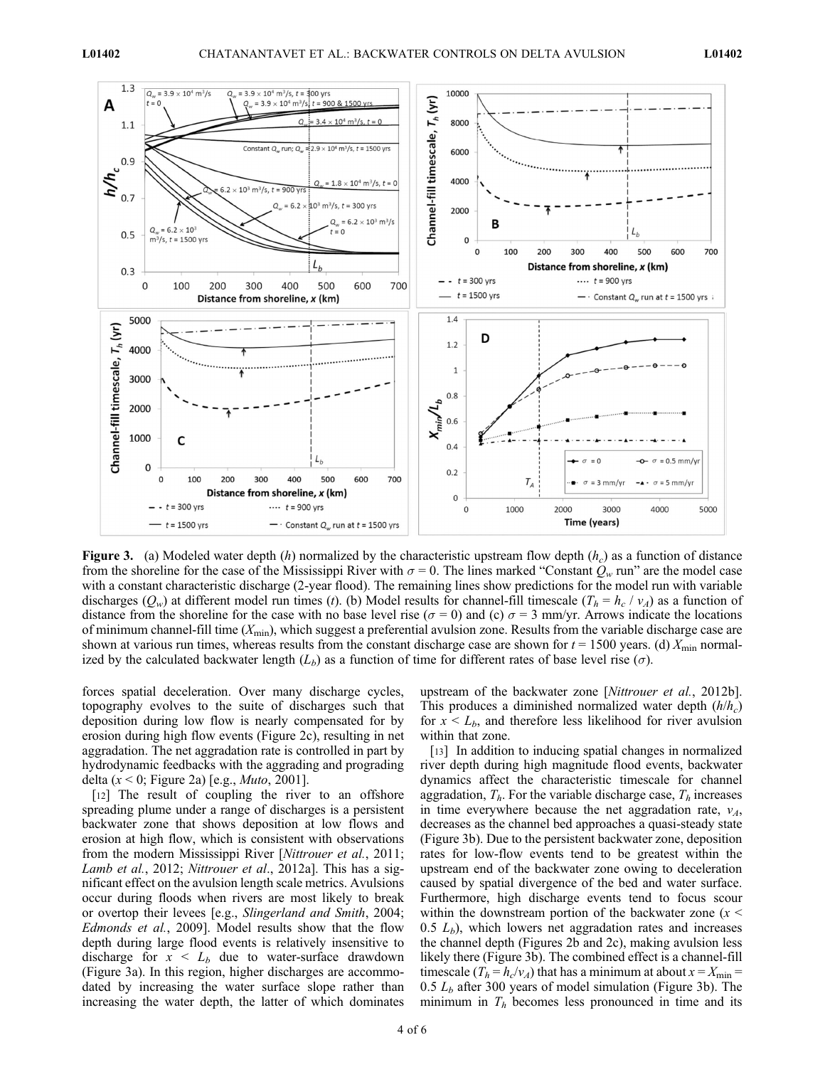**Figure 3.** (a) Modeled water depth ($h$) normalized by the characteristic upstream flow depth ($h_c$) as a function of distance from the shoreline for the case of the Mississippi River with $\sigma = 0$. The lines marked "Constant $Q_w$ run" are the model case with a constant characteristic discharge (2-year flood). The remaining lines show predictions for the model run with variable discharges ($Q_w$) at different model run times ($t$). (b) Model results for channel-fill timescale ($T_h = h_c / v_A$) as a function of distance from the shoreline for the case with no base level rise ($\sigma = 0$) and (c) $\sigma = 3$ mm/yr. Arrows indicate the locations of minimum channel-fill time ($X_{\min}$), which suggest a preferential avulsion zone. Results from the variable discharge case are shown at various run times, whereas results from the constant discharge case are shown for $t = 1500$ years. (d) $X_{\min}$ normalized by the calculated backwater length ($L_b$) as a function of time for different rates of base level rise ($\sigma$).

forces spatial deceleration. Over many discharge cycles, topography evolves to the suite of discharges such that deposition during low flow is nearly compensated for by erosion during high flow events (Figure 2c), resulting in net aggradation. The net aggradation rate is controlled in part by hydrodynamic feedbacks with the aggrading and prograding delta ($x < 0$; Figure 2a) [e.g., *Muto*, 2001].

[12] The result of coupling the river to an offshore spreading plume under a range of discharges is a persistent backwater zone that shows deposition at low flows and erosion at high flow, which is consistent with observations from the modern Mississippi River [*Nittrouer et al.*, 2011; *Lamb et al.*, 2012; *Nittrouer et al.*, 2012a]. This has a significant effect on the avulsion length scale metrics. Avulsions occur during floods when rivers are most likely to break or overtop their levees [e.g., *Slingerland and Smith*, 2004; *Edmonds et al.*, 2009]. Model results show that the flow depth during large flood events is relatively insensitive to discharge for $x < L_b$ due to water-surface drawdown (Figure 3a). In this region, higher discharges are accommodated by increasing the water surface slope rather than increasing the water depth, the latter of which dominates upstream of the backwater zone [*Nittrouer et al.*, 2012b]. This produces a diminished normalized water depth ($h/h_c$) for $x < L_b$, and therefore less likelihood for river avulsion within that zone.

[13] In addition to inducing spatial changes in normalized river depth during high magnitude flood events, backwater dynamics affect the characteristic timescale for channel aggradation, $T_h$. For the variable discharge case, $T_h$ increases in time everywhere because the net aggradation rate, $v_A$, decreases as the channel bed approaches a quasi-steady state (Figure 3b). Due to the persistent backwater zone, deposition rates for low-flow events tend to be greatest within the upstream end of the backwater zone owing to deceleration caused by spatial divergence of the bed and water surface. Furthermore, high discharge events tend to focus scour within the downstream portion of the backwater zone ($x < 0.5\ L_b$), which lowers net aggradation rates and increases the channel depth (Figures 2b and 2c), making avulsion less likely there (Figure 3b). The combined effect is a channel-fill timescale ($T_h = h_c/v_A$) that has a minimum at about $x = X_{\min} = 0.5\ L_b$ after 300 years of model simulation (Figure 3b). The minimum in $T_h$ becomes less pronounced in time and its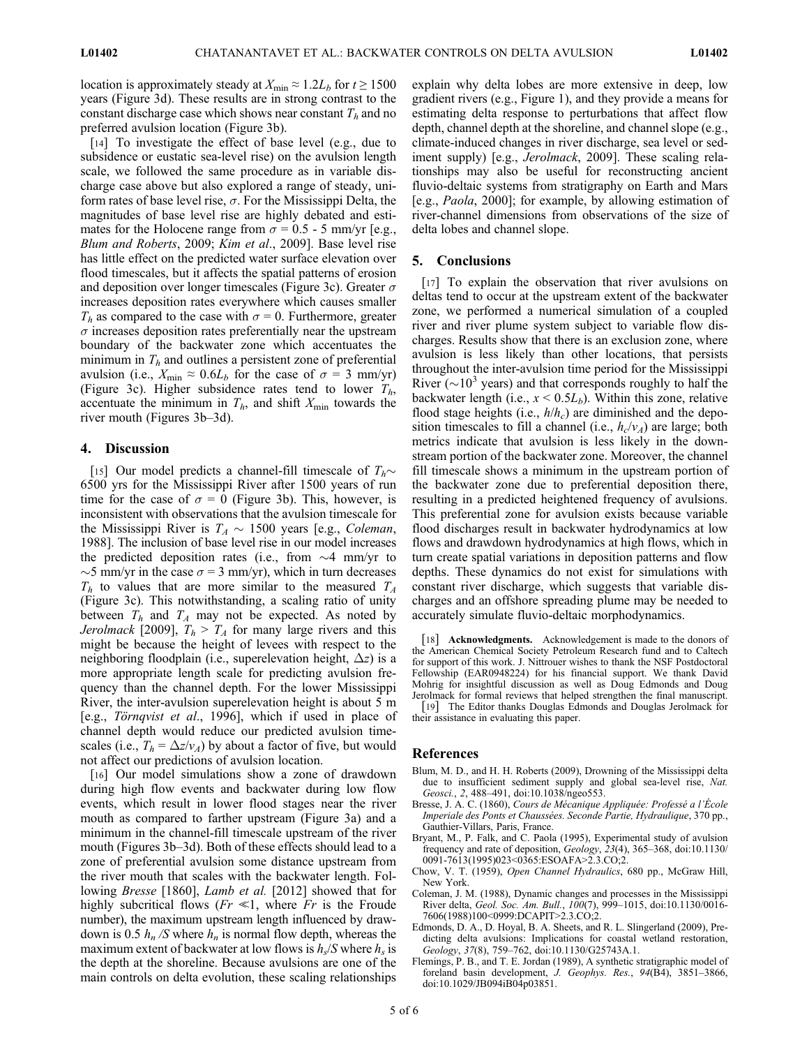location is approximately steady at $X_{\min} \approx 1.2L_b$ for $t \geq 1500$ years (Figure 3d). These results are in strong contrast to the constant discharge case which shows near constant $T_h$ and no preferred avulsion location (Figure 3b).

[14] To investigate the effect of base level (e.g., due to subsidence or eustatic sea-level rise) on the avulsion length scale, we followed the same procedure as in variable discharge case above but also explored a range of steady, uniform rates of base level rise, $\sigma$. For the Mississippi Delta, the magnitudes of base level rise are highly debated and estimates for the Holocene range from $\sigma$ = 0.5 - 5 mm/yr [e.g., *Blum and Roberts*, 2009; *Kim et al*., 2009]. Base level rise has little effect on the predicted water surface elevation over flood timescales, but it affects the spatial patterns of erosion and deposition over longer timescales (Figure 3c). Greater $\sigma$ increases deposition rates everywhere which causes smaller $T_h$ as compared to the case with $\sigma$ = 0. Furthermore, greater $\sigma$ increases deposition rates preferentially near the upstream boundary of the backwater zone which accentuates the minimum in $T_h$ and outlines a persistent zone of preferential avulsion (i.e., $X_{\min} \approx 0.6L_b$ for the case of $\sigma$ = 3 mm/yr) (Figure 3c). Higher subsidence rates tend to lower $T_h$, accentuate the minimum in $T_h$, and shift $X_{\min}$ towards the river mouth (Figures 3b–3d).

## 4. Discussion

[15] Our model predicts a channel-fill timescale of $T_h \sim$ 6500 yrs for the Mississippi River after 1500 years of run time for the case of $\sigma$ = 0 (Figure 3b). This, however, is inconsistent with observations that the avulsion timescale for the Mississippi River is $T_A \sim$ 1500 years [e.g., *Coleman*, 1988]. The inclusion of base level rise in our model increases the predicted deposition rates (i.e., from ~4 mm/yr to ~5 mm/yr in the case $\sigma$ = 3 mm/yr), which in turn decreases $T_h$ to values that are more similar to the measured $T_A$ (Figure 3c). This notwithstanding, a scaling ratio of unity between $T_h$ and $T_A$ may not be expected. As noted by *Jerolmack* [2009], $T_h > T_A$ for many large rivers and this might be because the height of levees with respect to the neighboring floodplain (i.e., superelevation height, $\Delta z$) is a more appropriate length scale for predicting avulsion frequency than the channel depth. For the lower Mississippi River, the inter-avulsion superelevation height is about 5 m [e.g., *Törnqvist et al*., 1996], which if used in place of channel depth would reduce our predicted avulsion timescales (i.e., $T_h = \Delta z / v_A$) by about a factor of five, but would not affect our predictions of avulsion location.

[16] Our model simulations show a zone of drawdown during high flow events and backwater during low flow events, which result in lower flood stages near the river mouth as compared to farther upstream (Figure 3a) and a minimum in the channel-fill timescale upstream of the river mouth (Figures 3b–3d). Both of these effects should lead to a zone of preferential avulsion some distance upstream from the river mouth that scales with the backwater length. Following *Bresse* [1860], *Lamb et al.* [2012] showed that for highly subcritical flows ($Fr \ll 1$, where $Fr$ is the Froude number), the maximum upstream length influenced by drawdown is 0.5 $h_n / S$ where $h_n$ is normal flow depth, whereas the maximum extent of backwater at low flows is $h_s / S$ where $h_s$ is the depth at the shoreline. Because avulsions are one of the main controls on delta evolution, these scaling relationships explain why delta lobes are more extensive in deep, low gradient rivers (e.g., Figure 1), and they provide a means for estimating delta response to perturbations that affect flow depth, channel depth at the shoreline, and channel slope (e.g., climate-induced changes in river discharge, sea level or sediment supply) [e.g., *Jerolmack*, 2009]. These scaling relationships may also be useful for reconstructing ancient fluvio-deltaic systems from stratigraphy on Earth and Mars [e.g., *Paola*, 2000]; for example, by allowing estimation of river-channel dimensions from observations of the size of delta lobes and channel slope.

## 5. Conclusions

[17] To explain the observation that river avulsions on deltas tend to occur at the upstream extent of the backwater zone, we performed a numerical simulation of a coupled river and river plume system subject to variable flow discharges. Results show that there is an exclusion zone, where avulsion is less likely than other locations, that persists throughout the inter-avulsion time period for the Mississippi River (~$10^3$ years) and that corresponds roughly to half the backwater length (i.e., $x < 0.5L_b$). Within this zone, relative flood stage heights (i.e., $h/h_c$) are diminished and the deposition timescales to fill a channel (i.e., $h_c/v_A$) are large; both metrics indicate that avulsion is less likely in the downstream portion of the backwater zone. Moreover, the channel fill timescale shows a minimum in the upstream portion of the backwater zone due to preferential deposition there, resulting in a predicted heightened frequency of avulsions. This preferential zone for avulsion exists because variable flood discharges result in backwater hydrodynamics at low flows and drawdown hydrodynamics at high flows, which in turn create spatial variations in deposition patterns and flow depths. These dynamics do not exist for simulations with constant river discharge, which suggests that variable discharges and an offshore spreading plume may be needed to accurately simulate fluvio-deltaic morphodynamics.

[18] **Acknowledgments.** Acknowledgement is made to the donors of the American Chemical Society Petroleum Research fund and to Caltech for support of this work. J. Nittrouer wishes to thank the NSF Postdoctoral Fellowship (EAR0948224) for his financial support. We thank David Mohrig for insightful discussion as well as Doug Edmonds and Doug Jerolmack for formal reviews that helped strengthen the final manuscript.

[19] The Editor thanks Douglas Edmonds and Douglas Jerolmack for their assistance in evaluating this paper.

## References

Blum, M. D., and H. H. Roberts (2009), Drowning of the Mississippi delta due to insufficient sediment supply and global sea-level rise, *Nat. Geosci.*, *2*, 488–491, doi:10.1038/ngeo553.

Bresse, J. A. C. (1860), *Cours de Mécanique Appliquée: Professé a l'École Imperiale des Ponts et Chaussées. Seconde Partie, Hydraulique*, 370 pp., Gauthier-Villars, Paris, France.

Bryant, M., P. Falk, and C. Paola (1995), Experimental study of avulsion frequency and rate of deposition, *Geology*, *23*(4), 365–368, doi:10.1130/0091-7613(1995)023<0365:ESOAFA>2.3.CO;2.

Chow, V. T. (1959), *Open Channel Hydraulics*, 680 pp., McGraw Hill, New York.

Coleman, J. M. (1988), Dynamic changes and processes in the Mississippi River delta, *Geol. Soc. Am. Bull.*, *100*(7), 999–1015, doi:10.1130/0016-7606(1988)100<0999:DCAPIT>2.3.CO;2.

Edmonds, D. A., D. Hoyal, B. A. Sheets, and R. L. Slingerland (2009), Predicting delta avulsions: Implications for coastal wetland restoration, *Geology*, *37*(8), 759–762, doi:10.1130/G25743A.1.

Flemings, P. B., and T. E. Jordan (1989), A synthetic stratigraphic model of foreland basin development, *J. Geophys. Res.*, *94*(B4), 3851–3866, doi:10.1029/JB094iB04p03851.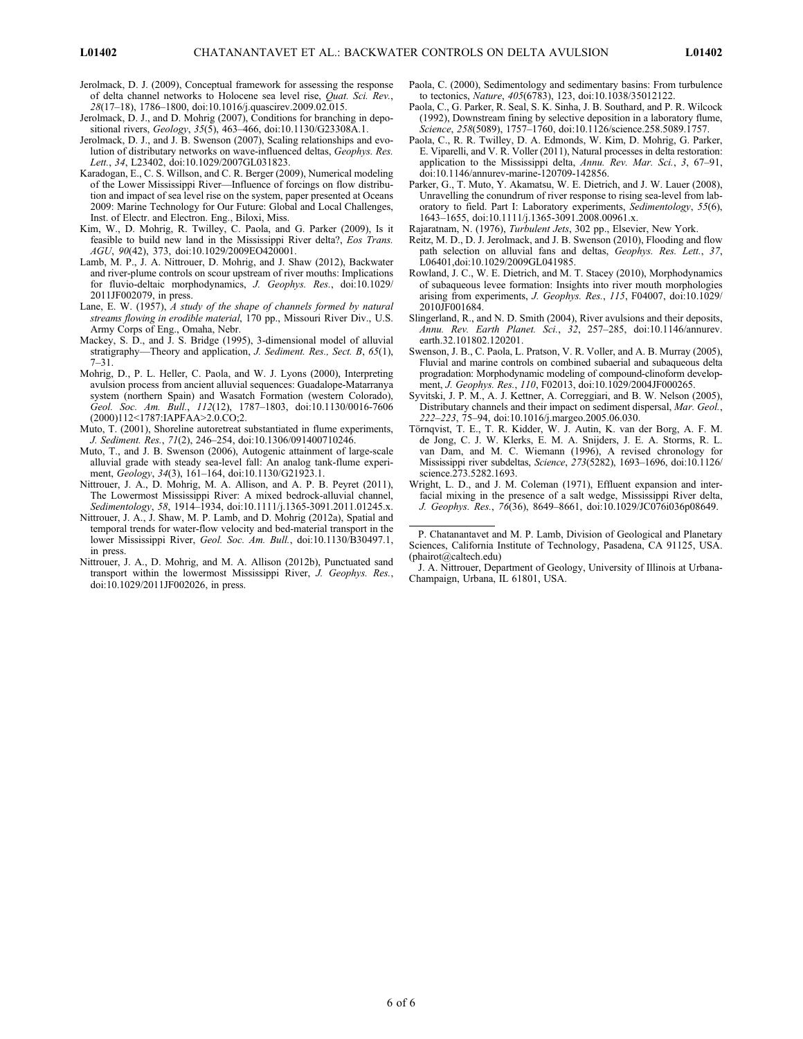Jerolmack, D. J. (2009), Conceptual framework for assessing the response of delta channel networks to Holocene sea level rise, *Quat. Sci. Rev.*, *28*(17–18), 1786–1800, doi:10.1016/j.quascirev.2009.02.015.

Jerolmack, D. J., and D. Mohrig (2007), Conditions for branching in depositional rivers, *Geology*, *35*(5), 463–466, doi:10.1130/G23308A.1.

Jerolmack, D. J., and J. B. Swenson (2007), Scaling relationships and evolution of distributary networks on wave-influenced deltas, *Geophys. Res. Lett.*, *34*, L23402, doi:10.1029/2007GL031823.

Karadogan, E., C. S. Willson, and C. R. Berger (2009), Numerical modeling of the Lower Mississippi River—Influence of forcings on flow distribution and impact of sea level rise on the system, paper presented at Oceans 2009: Marine Technology for Our Future: Global and Local Challenges, Inst. of Electr. and Electron. Eng., Biloxi, Miss.

Kim, W., D. Mohrig, R. Twilley, C. Paola, and G. Parker (2009), Is it feasible to build new land in the Mississippi River delta?, *Eos Trans. AGU*, *90*(42), 373, doi:10.1029/2009EO420001.

Lamb, M. P., J. A. Nittrouer, D. Mohrig, and J. Shaw (2012), Backwater and river-plume controls on scour upstream of river mouths: Implications for fluvio-deltaic morphodynamics, *J. Geophys. Res.*, doi:10.1029/2011JF002079, in press.

Lane, E. W. (1957), *A study of the shape of channels formed by natural streams flowing in erodible material*, 170 pp., Missouri River Div., U.S. Army Corps of Eng., Omaha, Nebr.

Mackey, S. D., and J. S. Bridge (1995), 3-dimensional model of alluvial stratigraphy—Theory and application, *J. Sediment. Res., Sect. B*, *65*(1), 7–31.

Mohrig, D., P. L. Heller, C. Paola, and W. J. Lyons (2000), Interpreting avulsion process from ancient alluvial sequences: Guadalope-Matarranya system (northern Spain) and Wasatch Formation (western Colorado), *Geol. Soc. Am. Bull.*, *112*(12), 1787–1803, doi:10.1130/0016-7606(2000)112<1787:IAPFAA>2.0.CO;2.

Muto, T. (2001), Shoreline autoretreat substantiated in flume experiments, *J. Sediment. Res.*, *71*(2), 246–254, doi:10.1306/091400710246.

Muto, T., and J. B. Swenson (2006), Autogenic attainment of large-scale alluvial grade with steady sea-level fall: An analog tank-flume experiment, *Geology*, *34*(3), 161–164, doi:10.1130/G21923.1.

Nittrouer, J. A., D. Mohrig, M. A. Allison, and A. P. B. Peyret (2011), The Lowermost Mississippi River: A mixed bedrock-alluvial channel, *Sedimentology*, *58*, 1914–1934, doi:10.1111/j.1365-3091.2011.01245.x.

Nittrouer, J. A., J. Shaw, M. P. Lamb, and D. Mohrig (2012a), Spatial and temporal trends for water-flow velocity and bed-material transport in the lower Mississippi River, *Geol. Soc. Am. Bull.*, doi:10.1130/B30497.1, in press.

Nittrouer, J. A., D. Mohrig, and M. A. Allison (2012b), Punctuated sand transport within the lowermost Mississippi River, *J. Geophys. Res.*, doi:10.1029/2011JF002026, in press.

Paola, C. (2000), Sedimentology and sedimentary basins: From turbulence to tectonics, *Nature*, *405*(6783), 123, doi:10.1038/35012122.

Paola, C., G. Parker, R. Seal, S. K. Sinha, J. B. Southard, and P. R. Wilcock (1992), Downstream fining by selective deposition in a laboratory flume, *Science*, *258*(5089), 1757–1760, doi:10.1126/science.258.5089.1757.

Paola, C., R. R. Twilley, D. A. Edmonds, W. Kim, D. Mohrig, G. Parker, E. Viparelli, and V. R. Voller (2011), Natural processes in delta restoration: application to the Mississippi delta, *Annu. Rev. Mar. Sci.*, *3*, 67–91, doi:10.1146/annurev-marine-120709-142856.

Parker, G., T. Muto, Y. Akamatsu, W. E. Dietrich, and J. W. Lauer (2008), Unravelling the conundrum of river response to rising sea-level from laboratory to field. Part I: Laboratory experiments, *Sedimentology*, *55*(6), 1643–1655, doi:10.1111/j.1365-3091.2008.00961.x.

Rajaratnam, N. (1976), *Turbulent Jets*, 302 pp., Elsevier, New York.

Reitz, M. D., D. J. Jerolmack, and J. B. Swenson (2010), Flooding and flow path selection on alluvial fans and deltas, *Geophys. Res. Lett.*, *37*, L06401,doi:10.1029/2009GL041985.

Rowland, J. C., W. E. Dietrich, and M. T. Stacey (2010), Morphodynamics of subaqueous levee formation: Insights into river mouth morphologies arising from experiments, *J. Geophys. Res.*, *115*, F04007, doi:10.1029/2010JF001684.

Slingerland, R., and N. D. Smith (2004), River avulsions and their deposits, *Annu. Rev. Earth Planet. Sci.*, *32*, 257–285, doi:10.1146/annurev.earth.32.101802.120201.

Swenson, J. B., C. Paola, L. Pratson, V. R. Voller, and A. B. Murray (2005), Fluvial and marine controls on combined subaerial and subaqueous delta progradation: Morphodynamic modeling of compound-clinoform development, *J. Geophys. Res.*, *110*, F02013, doi:10.1029/2004JF000265.

Syvitski, J. P. M., A. J. Kettner, A. Correggiari, and B. W. Nelson (2005), Distributary channels and their impact on sediment dispersal, *Mar. Geol.*, *222–223*, 75–94, doi:10.1016/j.margeo.2005.06.030.

Törnqvist, T. E., T. R. Kidder, W. J. Autin, K. van der Borg, A. F. M. de Jong, C. J. W. Klerks, E. M. A. Snijders, J. E. A. Storms, R. L. van Dam, and M. C. Wiemann (1996), A revised chronology for Mississippi river subdeltas, *Science*, *273*(5282), 1693–1696, doi:10.1126/science.273.5282.1693.

Wright, L. D., and J. M. Coleman (1971), Effluent expansion and interfacial mixing in the presence of a salt wedge, Mississippi River delta, *J. Geophys. Res.*, *76*(36), 8649–8661, doi:10.1029/JC076i036p08649.

---

P. Chatanantavet and M. P. Lamb, Division of Geological and Planetary Sciences, California Institute of Technology, Pasadena, CA 91125, USA. (phairot@caltech.edu)

J. A. Nittrouer, Department of Geology, University of Illinois at Urbana-Champaign, Urbana, IL 61801, USA.